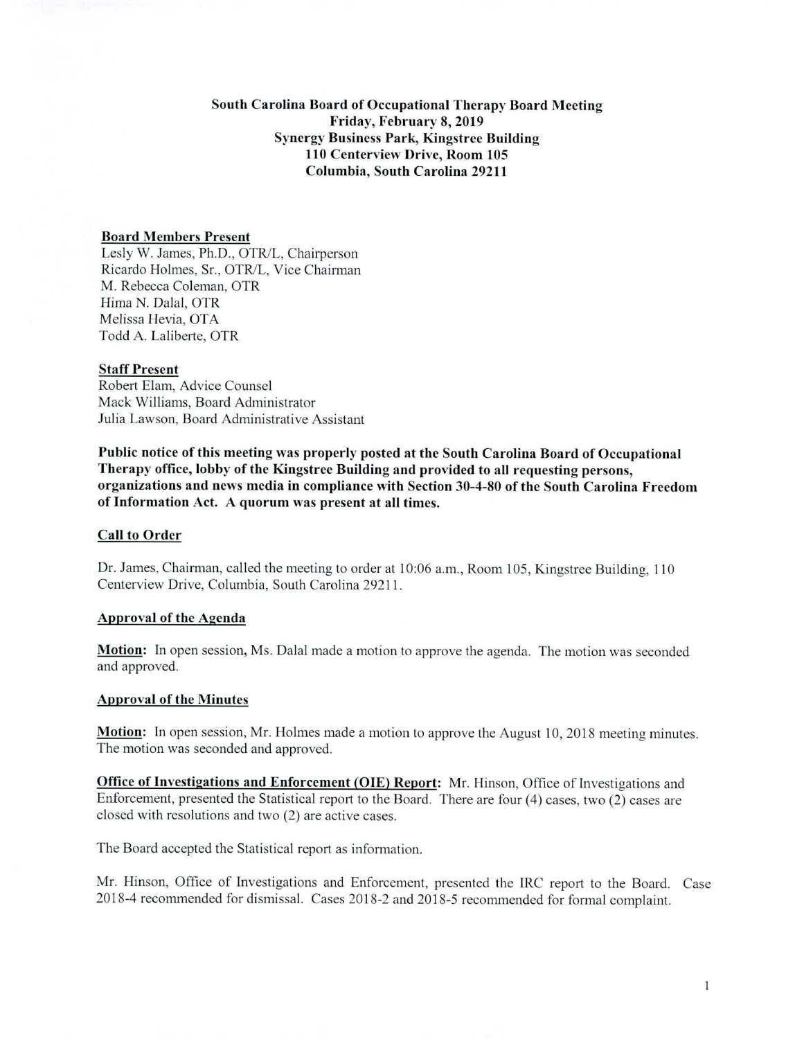**South Carolina Board of Occupational Therapy Board Meeting**
**Friday, February 8, 2019**
**Synergy Business Park, Kingstree Building**
**110 Centerview Drive, Room 105**
**Columbia, South Carolina 29211**

**Board Members Present**

Lesly W. James, Ph.D., OTR/L, Chairperson
Ricardo Holmes, Sr., OTR/L, Vice Chairman
M. Rebecca Coleman, OTR
Hima N. Dalal, OTR
Melissa Hevia, OTA
Todd A. Laliberte, OTR

**Staff Present**

Robert Elam, Advice Counsel
Mack Williams, Board Administrator
Julia Lawson, Board Administrative Assistant

**Public notice of this meeting was properly posted at the South Carolina Board of Occupational Therapy office, lobby of the Kingstree Building and provided to all requesting persons, organizations and news media in compliance with Section 30-4-80 of the South Carolina Freedom of Information Act. A quorum was present at all times.**

**Call to Order**

Dr. James, Chairman, called the meeting to order at 10:06 a.m., Room 105, Kingstree Building, 110 Centerview Drive, Columbia, South Carolina 29211.

**Approval of the Agenda**

**Motion:** In open session, Ms. Dalal made a motion to approve the agenda. The motion was seconded and approved.

**Approval of the Minutes**

**Motion:** In open session, Mr. Holmes made a motion to approve the August 10, 2018 meeting minutes. The motion was seconded and approved.

**Office of Investigations and Enforcement (OIE) Report:** Mr. Hinson, Office of Investigations and Enforcement, presented the Statistical report to the Board. There are four (4) cases, two (2) cases are closed with resolutions and two (2) are active cases.

The Board accepted the Statistical report as information.

Mr. Hinson, Office of Investigations and Enforcement, presented the IRC report to the Board. Case 2018-4 recommended for dismissal. Cases 2018-2 and 2018-5 recommended for formal complaint.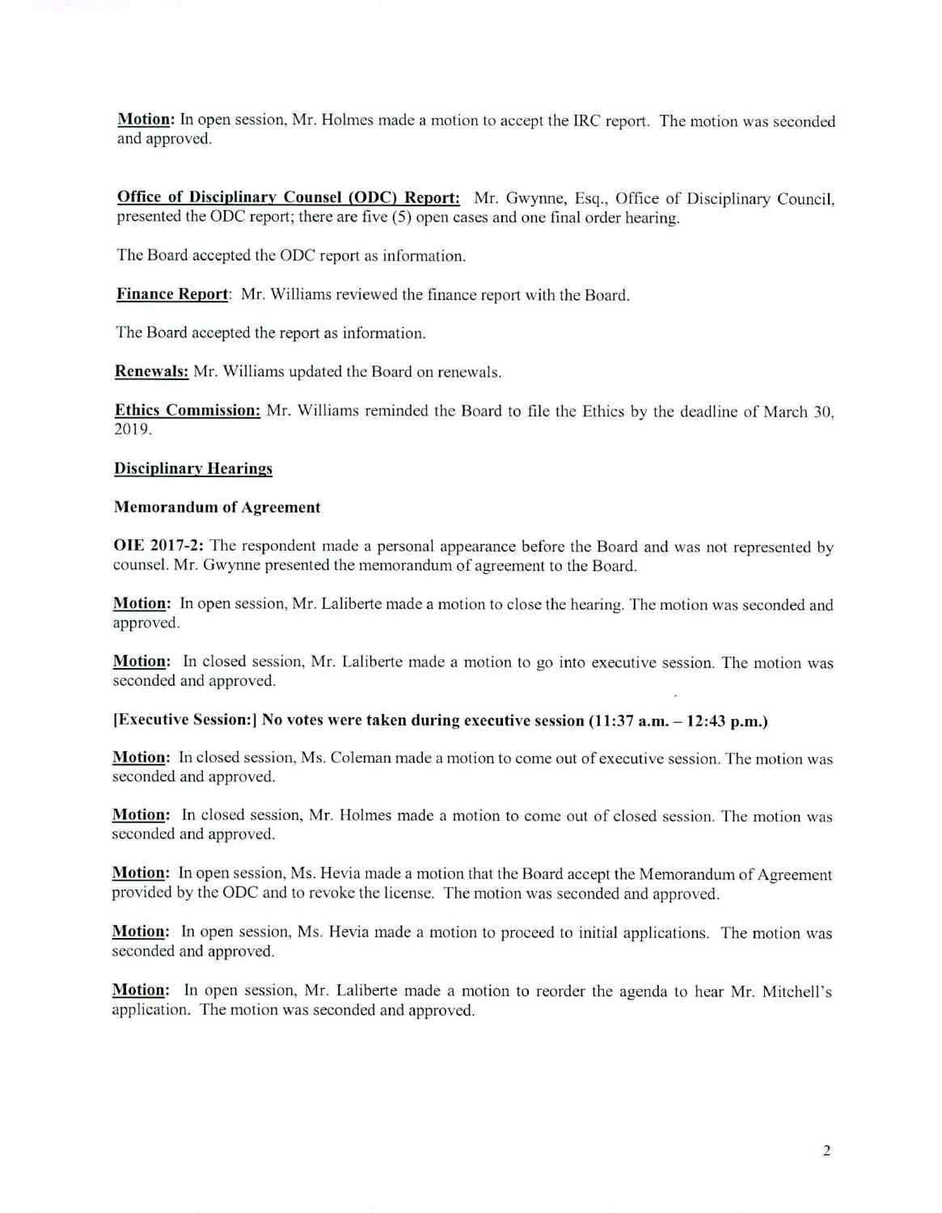**Motion:** In open session, Mr. Holmes made a motion to accept the IRC report. The motion was seconded and approved.

**Office of Disciplinary Counsel (ODC) Report:** Mr. Gwynne, Esq., Office of Disciplinary Council, presented the ODC report; there are five (5) open cases and one final order hearing.

The Board accepted the ODC report as information.

**Finance Report**: Mr. Williams reviewed the finance report with the Board.

The Board accepted the report as information.

**Renewals:** Mr. Williams updated the Board on renewals.

**Ethics Commission:** Mr. Williams reminded the Board to file the Ethics by the deadline of March 30, 2019.

**Disciplinary Hearings**

**Memorandum of Agreement**

**OIE 2017-2:** The respondent made a personal appearance before the Board and was not represented by counsel. Mr. Gwynne presented the memorandum of agreement to the Board.

**Motion:** In open session, Mr. Laliberte made a motion to close the hearing. The motion was seconded and approved.

**Motion:** In closed session, Mr. Laliberte made a motion to go into executive session. The motion was seconded and approved.

**[Executive Session:] No votes were taken during executive session (11:37 a.m. – 12:43 p.m.)**

**Motion:** In closed session, Ms. Coleman made a motion to come out of executive session. The motion was seconded and approved.

**Motion:** In closed session, Mr. Holmes made a motion to come out of closed session. The motion was seconded and approved.

**Motion:** In open session, Ms. Hevia made a motion that the Board accept the Memorandum of Agreement provided by the ODC and to revoke the license. The motion was seconded and approved.

**Motion:** In open session, Ms. Hevia made a motion to proceed to initial applications. The motion was seconded and approved.

**Motion:** In open session, Mr. Laliberte made a motion to reorder the agenda to hear Mr. Mitchell's application. The motion was seconded and approved.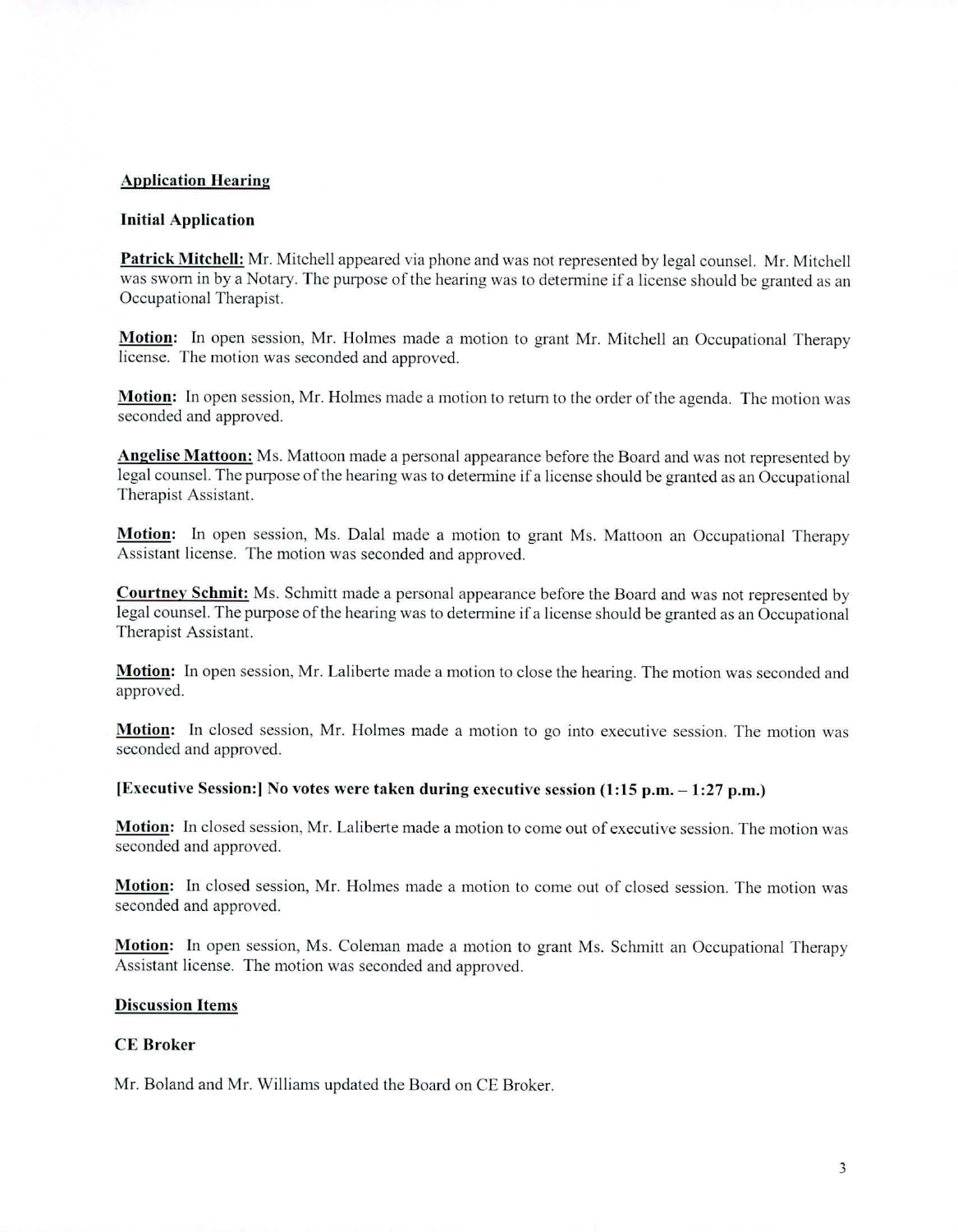**Application Hearing**

**Initial Application**

**Patrick Mitchell:** Mr. Mitchell appeared via phone and was not represented by legal counsel. Mr. Mitchell was sworn in by a Notary. The purpose of the hearing was to determine if a license should be granted as an Occupational Therapist.

**Motion:** In open session, Mr. Holmes made a motion to grant Mr. Mitchell an Occupational Therapy license. The motion was seconded and approved.

**Motion:** In open session, Mr. Holmes made a motion to return to the order of the agenda. The motion was seconded and approved.

**Angelise Mattoon:** Ms. Mattoon made a personal appearance before the Board and was not represented by legal counsel. The purpose of the hearing was to determine if a license should be granted as an Occupational Therapist Assistant.

**Motion:** In open session, Ms. Dalal made a motion to grant Ms. Mattoon an Occupational Therapy Assistant license. The motion was seconded and approved.

**Courtney Schmit:** Ms. Schmitt made a personal appearance before the Board and was not represented by legal counsel. The purpose of the hearing was to determine if a license should be granted as an Occupational Therapist Assistant.

**Motion:** In open session, Mr. Laliberte made a motion to close the hearing. The motion was seconded and approved.

**Motion:** In closed session, Mr. Holmes made a motion to go into executive session. The motion was seconded and approved.

**[Executive Session:] No votes were taken during executive session (1:15 p.m. – 1:27 p.m.)**

**Motion:** In closed session, Mr. Laliberte made a motion to come out of executive session. The motion was seconded and approved.

**Motion:** In closed session, Mr. Holmes made a motion to come out of closed session. The motion was seconded and approved.

**Motion:** In open session, Ms. Coleman made a motion to grant Ms. Schmitt an Occupational Therapy Assistant license. The motion was seconded and approved.

**Discussion Items**

**CE Broker**

Mr. Boland and Mr. Williams updated the Board on CE Broker.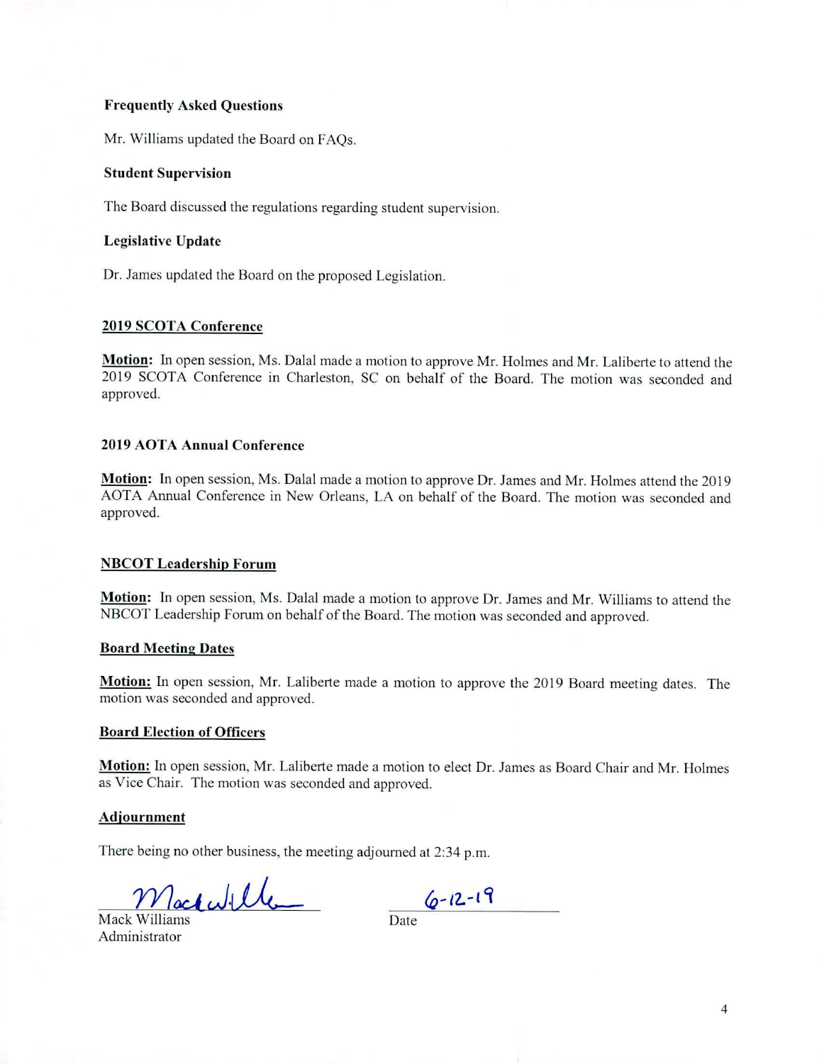**Frequently Asked Questions**

Mr. Williams updated the Board on FAQs.

**Student Supervision**

The Board discussed the regulations regarding student supervision.

**Legislative Update**

Dr. James updated the Board on the proposed Legislation.

**2019 SCOTA Conference**

**Motion:** In open session, Ms. Dalal made a motion to approve Mr. Holmes and Mr. Laliberte to attend the 2019 SCOTA Conference in Charleston, SC on behalf of the Board. The motion was seconded and approved.

**2019 AOTA Annual Conference**

**Motion:** In open session, Ms. Dalal made a motion to approve Dr. James and Mr. Holmes attend the 2019 AOTA Annual Conference in New Orleans, LA on behalf of the Board. The motion was seconded and approved.

**NBCOT Leadership Forum**

**Motion:** In open session, Ms. Dalal made a motion to approve Dr. James and Mr. Williams to attend the NBCOT Leadership Forum on behalf of the Board. The motion was seconded and approved.

**Board Meeting Dates**

**Motion:** In open session, Mr. Laliberte made a motion to approve the 2019 Board meeting dates. The motion was seconded and approved.

**Board Election of Officers**

**Motion:** In open session, Mr. Laliberte made a motion to elect Dr. James as Board Chair and Mr. Holmes as Vice Chair. The motion was seconded and approved.

**Adjournment**

There being no other business, the meeting adjourned at 2:34 p.m.

Mack Williams
Administrator

6-12-19
Date